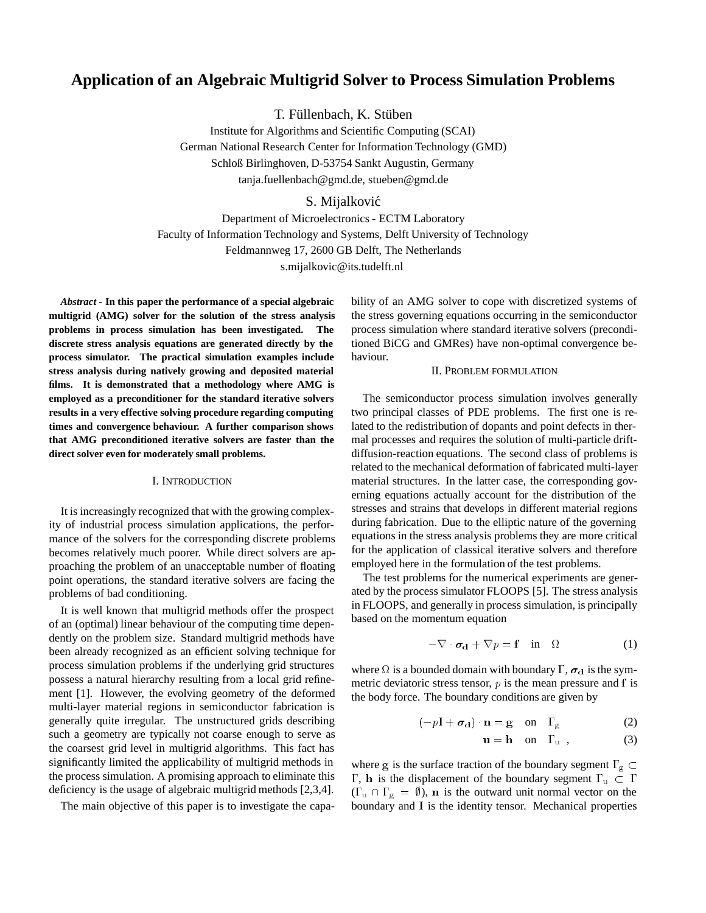# Application of an Algebraic Multigrid Solver to Process Simulation Problems

T. Füllenbach, K. Stüben

Institute for Algorithms and Scientific Computing (SCAI)
German National Research Center for Information Technology (GMD)
Schloß Birlinghoven, D-53754 Sankt Augustin, Germany
tanja.fuellenbach@gmd.de, stueben@gmd.de

S. Mijalković

Department of Microelectronics - ECTM Laboratory
Faculty of Information Technology and Systems, Delft University of Technology
Feldmannweg 17, 2600 GB Delft, The Netherlands
s.mijalkovic@its.tudelft.nl

***Abstract* - In this paper the performance of a special algebraic multigrid (AMG) solver for the solution of the stress analysis problems in process simulation has been investigated. The discrete stress analysis equations are generated directly by the process simulator. The practical simulation examples include stress analysis during natively growing and deposited material films. It is demonstrated that a methodology where AMG is employed as a preconditioner for the standard iterative solvers results in a very effective solving procedure regarding computing times and convergence behaviour. A further comparison shows that AMG preconditioned iterative solvers are faster than the direct solver even for moderately small problems.**

## I. Introduction

It is increasingly recognized that with the growing complexity of industrial process simulation applications, the performance of the solvers for the corresponding discrete problems becomes relatively much poorer. While direct solvers are approaching the problem of an unacceptable number of floating point operations, the standard iterative solvers are facing the problems of bad conditioning.

It is well known that multigrid methods offer the prospect of an (optimal) linear behaviour of the computing time dependently on the problem size. Standard multigrid methods have been already recognized as an efficient solving technique for process simulation problems if the underlying grid structures possess a natural hierarchy resulting from a local grid refinement [1]. However, the evolving geometry of the deformed multi-layer material regions in semiconductor fabrication is generally quite irregular. The unstructured grids describing such a geometry are typically not coarse enough to serve as the coarsest grid level in multigrid algorithms. This fact has significantly limited the applicability of multigrid methods in the process simulation. A promising approach to eliminate this deficiency is the usage of algebraic multigrid methods [2,3,4].

The main objective of this paper is to investigate the capability of an AMG solver to cope with discretized systems of the stress governing equations occurring in the semiconductor process simulation where standard iterative solvers (preconditioned BiCG and GMRes) have non-optimal convergence behaviour.

## II. Problem formulation

The semiconductor process simulation involves generally two principal classes of PDE problems. The first one is related to the redistribution of dopants and point defects in thermal processes and requires the solution of multi-particle drift-diffusion-reaction equations. The second class of problems is related to the mechanical deformation of fabricated multi-layer material structures. In the latter case, the corresponding governing equations actually account for the distribution of the stresses and strains that develops in different material regions during fabrication. Due to the elliptic nature of the governing equations in the stress analysis problems they are more critical for the application of classical iterative solvers and therefore employed here in the formulation of the test problems.

The test problems for the numerical experiments are generated by the process simulator FLOOPS [5]. The stress analysis in FLOOPS, and generally in process simulation, is principally based on the momentum equation

$$-\nabla \cdot \boldsymbol{\sigma}_{\mathbf{d}} + \nabla p = \mathbf{f} \quad \text{in} \quad \Omega \tag{1}$$

where $\Omega$ is a bounded domain with boundary $\Gamma$, $\boldsymbol{\sigma}_{\mathbf{d}}$ is the symmetric deviatoric stress tensor, $p$ is the mean pressure and $\mathbf{f}$ is the body force. The boundary conditions are given by

$$(-p\mathbf{I} + \boldsymbol{\sigma}_{\mathbf{d}}) \cdot \mathbf{n} = \mathbf{g} \quad \text{on} \quad \Gamma_{\mathrm{g}} \tag{2}$$

$$\mathbf{u} = \mathbf{h} \quad \text{on} \quad \Gamma_{\mathrm{u}} \;, \tag{3}$$

where $\mathbf{g}$ is the surface traction of the boundary segment $\Gamma_{\mathrm{g}} \subset \Gamma$, $\mathbf{h}$ is the displacement of the boundary segment $\Gamma_{\mathrm{u}} \subset \Gamma$ ($\Gamma_{\mathrm{u}} \cap \Gamma_{\mathrm{g}} = \emptyset$), $\mathbf{n}$ is the outward unit normal vector on the boundary and $\mathbf{I}$ is the identity tensor. Mechanical properties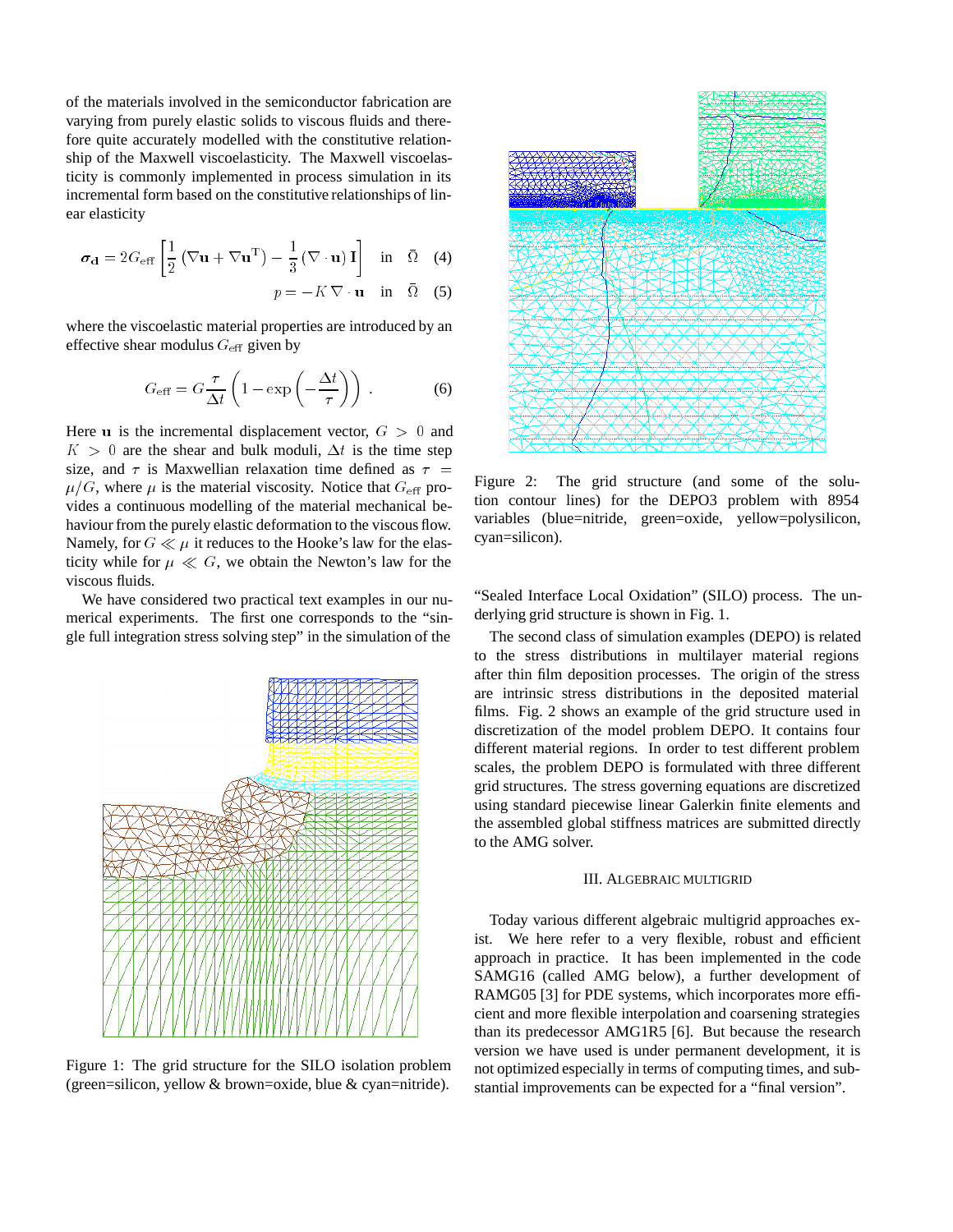of the materials involved in the semiconductor fabrication are varying from purely elastic solids to viscous fluids and therefore quite accurately modelled with the constitutive relationship of the Maxwell viscoelasticity. The Maxwell viscoelasticity is commonly implemented in process simulation in its incremental form based on the constitutive relationships of linear elasticity

$$\boldsymbol{\sigma}_{\mathbf{d}} = 2G_{\text{eff}} \left[ \frac{1}{2} \left( \nabla \mathbf{u} + \nabla \mathbf{u}^{\mathrm{T}} \right) - \frac{1}{3} \left( \nabla \cdot \mathbf{u} \right) \mathbf{I} \right] \quad \text{in} \quad \bar{\Omega} \quad (4)$$

$$p = -K \, \nabla \cdot \mathbf{u} \quad \text{in} \quad \bar{\Omega} \quad (5)$$

where the viscoelastic material properties are introduced by an effective shear modulus $G_{\text{eff}}$ given by

$$G_{\text{eff}} = G \frac{\tau}{\Delta t} \left( 1 - \exp\left( -\frac{\Delta t}{\tau} \right) \right) . \quad (6)$$

Here $\mathbf{u}$ is the incremental displacement vector, $G > 0$ and $K > 0$ are the shear and bulk moduli, $\Delta t$ is the time step size, and $\tau$ is Maxwellian relaxation time defined as $\tau = \mu / G$, where $\mu$ is the material viscosity. Notice that $G_{\text{eff}}$ provides a continuous modelling of the material mechanical behaviour from the purely elastic deformation to the viscous flow. Namely, for $G \ll \mu$ it reduces to the Hooke's law for the elasticity while for $\mu \ll G$, we obtain the Newton's law for the viscous fluids.

We have considered two practical text examples in our numerical experiments. The first one corresponds to the "single full integration stress solving step" in the simulation of the "Sealed Interface Local Oxidation" (SILO) process. The underlying grid structure is shown in Fig. 1.

Figure 1: The grid structure for the SILO isolation problem (green=silicon, yellow & brown=oxide, blue & cyan=nitride).

The second class of simulation examples (DEPO) is related to the stress distributions in multilayer material regions after thin film deposition processes. The origin of the stress are intrinsic stress distributions in the deposited material films. Fig. 2 shows an example of the grid structure used in discretization of the model problem DEPO. It contains four different material regions. In order to test different problem scales, the problem DEPO is formulated with three different grid structures. The stress governing equations are discretized using standard piecewise linear Galerkin finite elements and the assembled global stiffness matrices are submitted directly to the AMG solver.

Figure 2: The grid structure (and some of the solution contour lines) for the DEPO3 problem with 8954 variables (blue=nitride, green=oxide, yellow=polysilicon, cyan=silicon).

## III. Algebraic multigrid

Today various different algebraic multigrid approaches exist. We here refer to a very flexible, robust and efficient approach in practice. It has been implemented in the code SAMG16 (called AMG below), a further development of RAMG05 [3] for PDE systems, which incorporates more efficient and more flexible interpolation and coarsening strategies than its predecessor AMG1R5 [6]. But because the research version we have used is under permanent development, it is not optimized especially in terms of computing times, and substantial improvements can be expected for a "final version".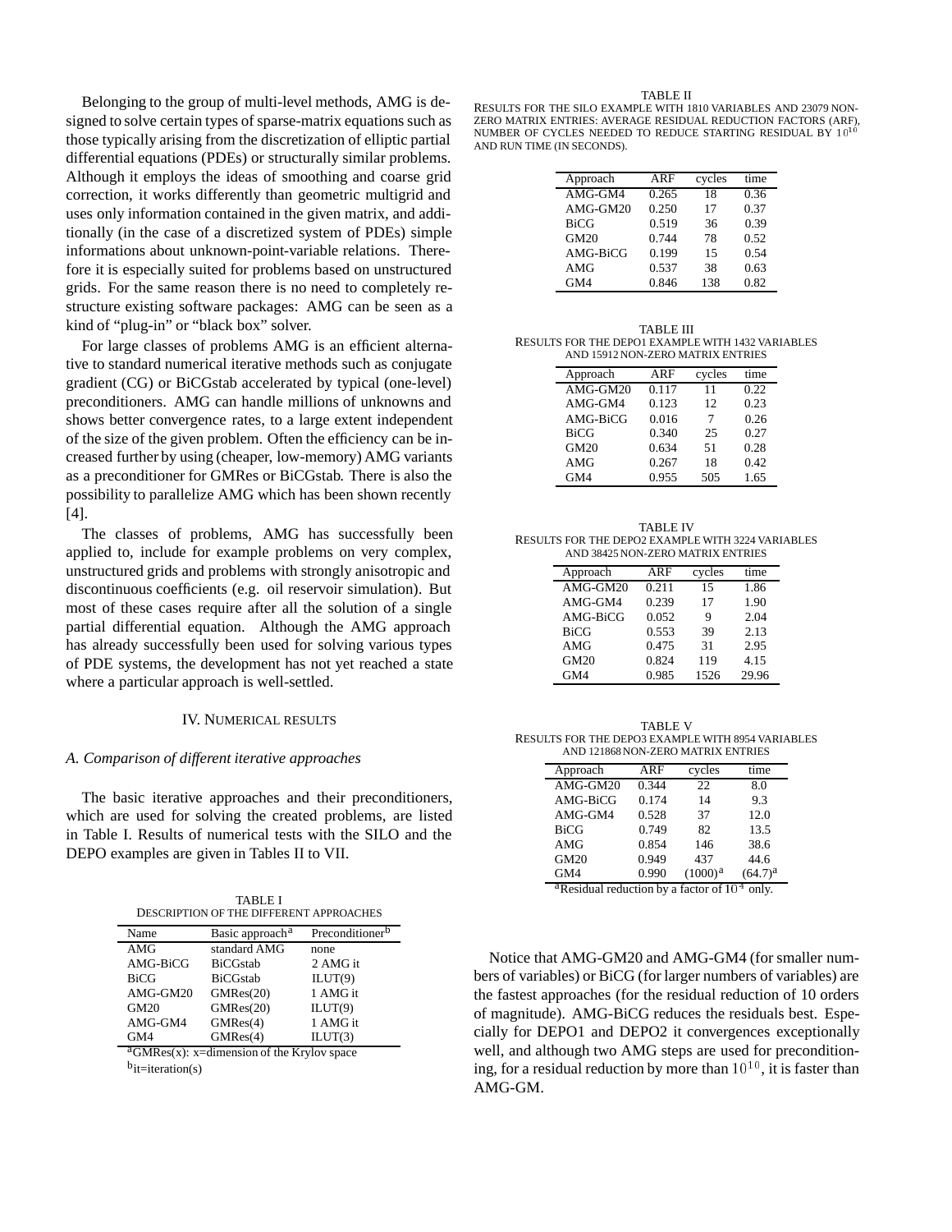Belonging to the group of multi-level methods, AMG is designed to solve certain types of sparse-matrix equations such as those typically arising from the discretization of elliptic partial differential equations (PDEs) or structurally similar problems. Although it employs the ideas of smoothing and coarse grid correction, it works differently than geometric multigrid and uses only information contained in the given matrix, and additionally (in the case of a discretized system of PDEs) simple informations about unknown-point-variable relations. Therefore it is especially suited for problems based on unstructured grids. For the same reason there is no need to completely restructure existing software packages: AMG can be seen as a kind of "plug-in" or "black box" solver.

For large classes of problems AMG is an efficient alternative to standard numerical iterative methods such as conjugate gradient (CG) or BiCGstab accelerated by typical (one-level) preconditioners. AMG can handle millions of unknowns and shows better convergence rates, to a large extent independent of the size of the given problem. Often the efficiency can be increased further by using (cheaper, low-memory) AMG variants as a preconditioner for GMRes or BiCGstab. There is also the possibility to parallelize AMG which has been shown recently [4].

The classes of problems, AMG has successfully been applied to, include for example problems on very complex, unstructured grids and problems with strongly anisotropic and discontinuous coefficients (e.g. oil reservoir simulation). But most of these cases require after all the solution of a single partial differential equation. Although the AMG approach has already successfully been used for solving various types of PDE systems, the development has not yet reached a state where a particular approach is well-settled.

## IV. Numerical results

### A. Comparison of different iterative approaches

The basic iterative approaches and their preconditioners, which are used for solving the created problems, are listed in Table I. Results of numerical tests with the SILO and the DEPO examples are given in Tables II to VII.

TABLE I
DESCRIPTION OF THE DIFFERENT APPROACHES

| Name | Basic approach[a] | Preconditioner[b] |
|---|---|---|
| AMG | standard AMG | none |
| AMG-BiCG | BiCGstab | 2 AMG it |
| BiCG | BiCGstab | ILUT(9) |
| AMG-GM20 | GMRes(20) | 1 AMG it |
| GM20 | GMRes(20) | ILUT(9) |
| AMG-GM4 | GMRes(4) | 1 AMG it |
| GM4 | GMRes(4) | ILUT(3) |

[a]GMRes(x): x=dimension of the Krylov space
[b]it=iteration(s)

TABLE II
RESULTS FOR THE SILO EXAMPLE WITH 1810 VARIABLES AND 23079 NON-ZERO MATRIX ENTRIES: AVERAGE RESIDUAL REDUCTION FACTORS (ARF), NUMBER OF CYCLES NEEDED TO REDUCE STARTING RESIDUAL BY $10^{10}$ AND RUN TIME (IN SECONDS).

| Approach | ARF | cycles | time |
|---|---|---|---|
| AMG-GM4 | 0.265 | 18 | 0.36 |
| AMG-GM20 | 0.250 | 17 | 0.37 |
| BiCG | 0.519 | 36 | 0.39 |
| GM20 | 0.744 | 78 | 0.52 |
| AMG-BiCG | 0.199 | 15 | 0.54 |
| AMG | 0.537 | 38 | 0.63 |
| GM4 | 0.846 | 138 | 0.82 |

TABLE III
RESULTS FOR THE DEPO1 EXAMPLE WITH 1432 VARIABLES AND 15912 NON-ZERO MATRIX ENTRIES

| Approach | ARF | cycles | time |
|---|---|---|---|
| AMG-GM20 | 0.117 | 11 | 0.22 |
| AMG-GM4 | 0.123 | 12 | 0.23 |
| AMG-BiCG | 0.016 | 7 | 0.26 |
| BiCG | 0.340 | 25 | 0.27 |
| GM20 | 0.634 | 51 | 0.28 |
| AMG | 0.267 | 18 | 0.42 |
| GM4 | 0.955 | 505 | 1.65 |

TABLE IV
RESULTS FOR THE DEPO2 EXAMPLE WITH 3224 VARIABLES AND 38425 NON-ZERO MATRIX ENTRIES

| Approach | ARF | cycles | time |
|---|---|---|---|
| AMG-GM20 | 0.211 | 15 | 1.86 |
| AMG-GM4 | 0.239 | 17 | 1.90 |
| AMG-BiCG | 0.052 | 9 | 2.04 |
| BiCG | 0.553 | 39 | 2.13 |
| AMG | 0.475 | 31 | 2.95 |
| GM20 | 0.824 | 119 | 4.15 |
| GM4 | 0.985 | 1526 | 29.96 |

TABLE V
RESULTS FOR THE DEPO3 EXAMPLE WITH 8954 VARIABLES AND 121868 NON-ZERO MATRIX ENTRIES

| Approach | ARF | cycles | time |
|---|---|---|---|
| AMG-GM20 | 0.344 | 22 | 8.0 |
| AMG-BiCG | 0.174 | 14 | 9.3 |
| AMG-GM4 | 0.528 | 37 | 12.0 |
| BiCG | 0.749 | 82 | 13.5 |
| AMG | 0.854 | 146 | 38.6 |
| GM20 | 0.949 | 437 | 44.6 |
| GM4 | 0.990 | (1000)[a] | (64.7)[a] |

[a]Residual reduction by a factor of $10^4$ only.

Notice that AMG-GM20 and AMG-GM4 (for smaller numbers of variables) or BiCG (for larger numbers of variables) are the fastest approaches (for the residual reduction of 10 orders of magnitude). AMG-BiCG reduces the residuals best. Especially for DEPO1 and DEPO2 it convergences exceptionally well, and although two AMG steps are used for preconditioning, for a residual reduction by more than $10^{10}$, it is faster than AMG-GM.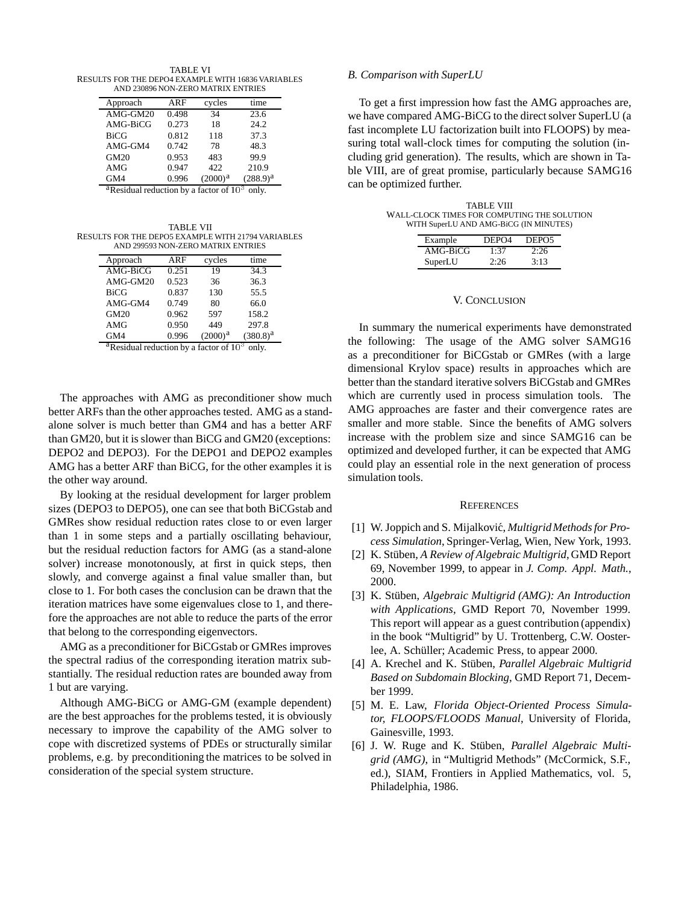TABLE VI
RESULTS FOR THE DEPO4 EXAMPLE WITH 16836 VARIABLES AND 230896 NON-ZERO MATRIX ENTRIES

| Approach | ARF | cycles | time |
|---|---|---|---|
| AMG-GM20 | 0.498 | 34 | 23.6 |
| AMG-BiCG | 0.273 | 18 | 24.2 |
| BiCG | 0.812 | 118 | 37.3 |
| AMG-GM4 | 0.742 | 78 | 48.3 |
| GM20 | 0.953 | 483 | 99.9 |
| AMG | 0.947 | 422 | 210.9 |
| GM4 | 0.996 | (2000)[a] | (288.9)[a] |

[a]Residual reduction by a factor of $10^{3}$ only.

TABLE VII
RESULTS FOR THE DEPO5 EXAMPLE WITH 21794 VARIABLES AND 299593 NON-ZERO MATRIX ENTRIES

| Approach | ARF | cycles | time |
|---|---|---|---|
| AMG-BiCG | 0.251 | 19 | 34.3 |
| AMG-GM20 | 0.523 | 36 | 36.3 |
| BiCG | 0.837 | 130 | 55.5 |
| AMG-GM4 | 0.749 | 80 | 66.0 |
| GM20 | 0.962 | 597 | 158.2 |
| AMG | 0.950 | 449 | 297.8 |
| GM4 | 0.996 | (2000)[a] | (380.8)[a] |

[a]Residual reduction by a factor of $10^{3}$ only.

The approaches with AMG as preconditioner show much better ARFs than the other approaches tested. AMG as a stand-alone solver is much better than GM4 and has a better ARF than GM20, but it is slower than BiCG and GM20 (exceptions: DEPO2 and DEPO3). For the DEPO1 and DEPO2 examples AMG has a better ARF than BiCG, for the other examples it is the other way around.

By looking at the residual development for larger problem sizes (DEPO3 to DEPO5), one can see that both BiCGstab and GMRes show residual reduction rates close to or even larger than 1 in some steps and a partially oscillating behaviour, but the residual reduction factors for AMG (as a stand-alone solver) increase monotonously, at first in quick steps, then slowly, and converge against a final value smaller than, but close to 1. For both cases the conclusion can be drawn that the iteration matrices have some eigenvalues close to 1, and therefore the approaches are not able to reduce the parts of the error that belong to the corresponding eigenvectors.

AMG as a preconditioner for BiCGstab or GMRes improves the spectral radius of the corresponding iteration matrix substantially. The residual reduction rates are bounded away from 1 but are varying.

Although AMG-BiCG or AMG-GM (example dependent) are the best approaches for the problems tested, it is obviously necessary to improve the capability of the AMG solver to cope with discretized systems of PDEs or structurally similar problems, e.g. by preconditioning the matrices to be solved in consideration of the special system structure.

### *B. Comparison with SuperLU*

To get a first impression how fast the AMG approaches are, we have compared AMG-BiCG to the direct solver SuperLU (a fast incomplete LU factorization built into FLOOPS) by measuring total wall-clock times for computing the solution (including grid generation). The results, which are shown in Table VIII, are of great promise, particularly because SAMG16 can be optimized further.

TABLE VIII
WALL-CLOCK TIMES FOR COMPUTING THE SOLUTION WITH SuperLU AND AMG-BiCG (IN MINUTES)

| Example | DEPO4 | DEPO5 |
|---|---|---|
| AMG-BiCG | 1:37 | 2:26 |
| SuperLU | 2:26 | 3:13 |

## V. CONCLUSION

In summary the numerical experiments have demonstrated the following: The usage of the AMG solver SAMG16 as a preconditioner for BiCGstab or GMRes (with a large dimensional Krylov space) results in approaches which are better than the standard iterative solvers BiCGstab and GMRes which are currently used in process simulation tools. The AMG approaches are faster and their convergence rates are smaller and more stable. Since the benefits of AMG solvers increase with the problem size and since SAMG16 can be optimized and developed further, it can be expected that AMG could play an essential role in the next generation of process simulation tools.

## REFERENCES

[1] W. Joppich and S. Mijalković, *Multigrid Methods for Process Simulation*, Springer-Verlag, Wien, New York, 1993.

[2] K. Stüben, *A Review of Algebraic Multigrid*, GMD Report 69, November 1999, to appear in *J. Comp. Appl. Math.*, 2000.

[3] K. Stüben, *Algebraic Multigrid (AMG): An Introduction with Applications*, GMD Report 70, November 1999. This report will appear as a guest contribution (appendix) in the book "Multigrid" by U. Trottenberg, C.W. Oosterlee, A. Schüller; Academic Press, to appear 2000.

[4] A. Krechel and K. Stüben, *Parallel Algebraic Multigrid Based on Subdomain Blocking*, GMD Report 71, December 1999.

[5] M. E. Law, *Florida Object-Oriented Process Simulator, FLOOPS/FLOODS Manual*, University of Florida, Gainesville, 1993.

[6] J. W. Ruge and K. Stüben, *Parallel Algebraic Multigrid (AMG)*, in "Multigrid Methods" (McCormick, S.F., ed.), SIAM, Frontiers in Applied Mathematics, vol. 5, Philadelphia, 1986.